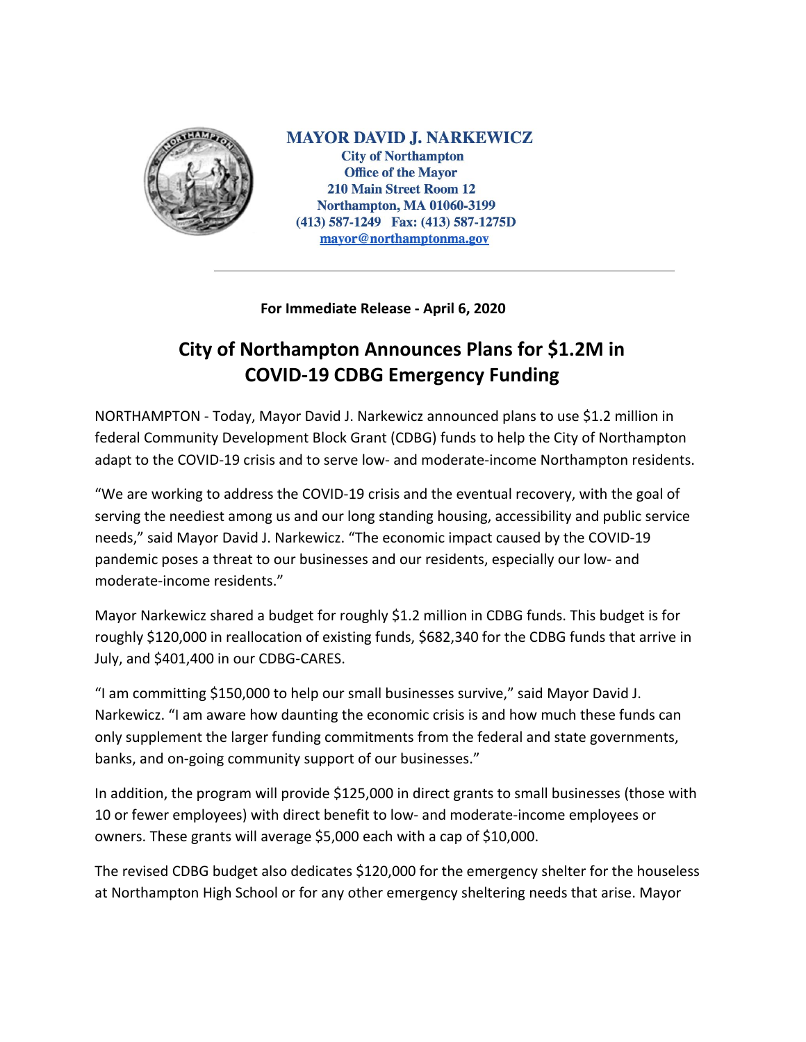**MAYOR DAVID J. NARKEWICZ**
**City of Northampton**
**Office of the Mayor**
**210 Main Street Room 12**
**Northampton, MA 01060-3199**
**(413) 587-1249 Fax: (413) 587-1275D**
**mayor@northamptonma.gov**

---

**For Immediate Release - April 6, 2020**

# City of Northampton Announces Plans for $1.2M in COVID-19 CDBG Emergency Funding

NORTHAMPTON - Today, Mayor David J. Narkewicz announced plans to use $1.2 million in federal Community Development Block Grant (CDBG) funds to help the City of Northampton adapt to the COVID-19 crisis and to serve low- and moderate-income Northampton residents.

"We are working to address the COVID-19 crisis and the eventual recovery, with the goal of serving the neediest among us and our long standing housing, accessibility and public service needs," said Mayor David J. Narkewicz. "The economic impact caused by the COVID-19 pandemic poses a threat to our businesses and our residents, especially our low- and moderate-income residents."

Mayor Narkewicz shared a budget for roughly $1.2 million in CDBG funds. This budget is for roughly $120,000 in reallocation of existing funds, $682,340 for the CDBG funds that arrive in July, and $401,400 in our CDBG-CARES.

"I am committing $150,000 to help our small businesses survive," said Mayor David J. Narkewicz. "I am aware how daunting the economic crisis is and how much these funds can only supplement the larger funding commitments from the federal and state governments, banks, and on-going community support of our businesses."

In addition, the program will provide $125,000 in direct grants to small businesses (those with 10 or fewer employees) with direct benefit to low- and moderate-income employees or owners. These grants will average $5,000 each with a cap of $10,000.

The revised CDBG budget also dedicates $120,000 for the emergency shelter for the houseless at Northampton High School or for any other emergency sheltering needs that arise. Mayor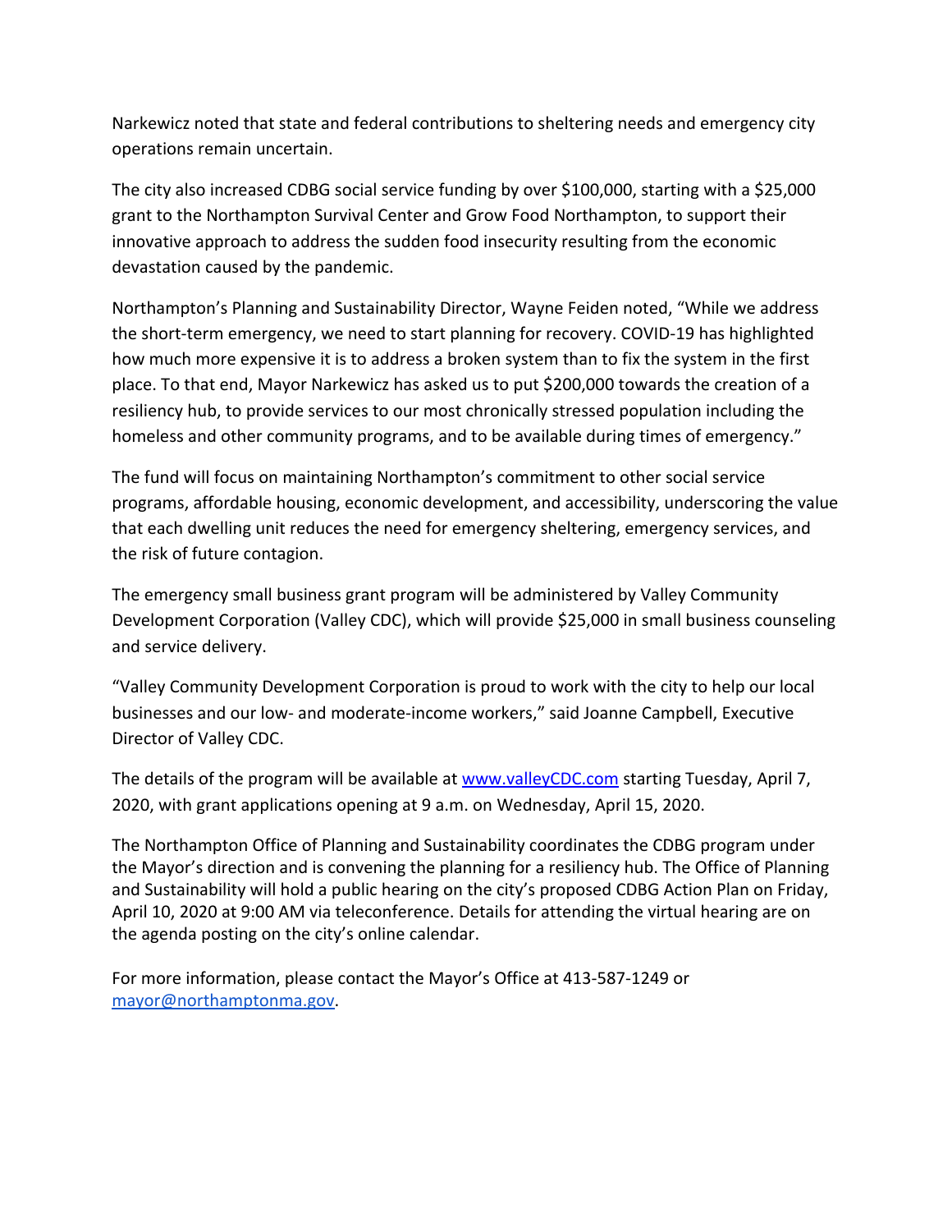Narkewicz noted that state and federal contributions to sheltering needs and emergency city operations remain uncertain.

The city also increased CDBG social service funding by over $100,000, starting with a $25,000 grant to the Northampton Survival Center and Grow Food Northampton, to support their innovative approach to address the sudden food insecurity resulting from the economic devastation caused by the pandemic.

Northampton's Planning and Sustainability Director, Wayne Feiden noted, "While we address the short-term emergency, we need to start planning for recovery. COVID-19 has highlighted how much more expensive it is to address a broken system than to fix the system in the first place. To that end, Mayor Narkewicz has asked us to put $200,000 towards the creation of a resiliency hub, to provide services to our most chronically stressed population including the homeless and other community programs, and to be available during times of emergency."

The fund will focus on maintaining Northampton's commitment to other social service programs, affordable housing, economic development, and accessibility, underscoring the value that each dwelling unit reduces the need for emergency sheltering, emergency services, and the risk of future contagion.

The emergency small business grant program will be administered by Valley Community Development Corporation (Valley CDC), which will provide $25,000 in small business counseling and service delivery.

"Valley Community Development Corporation is proud to work with the city to help our local businesses and our low- and moderate-income workers," said Joanne Campbell, Executive Director of Valley CDC.

The details of the program will be available at [www.valleyCDC.com](http://www.valleyCDC.com) starting Tuesday, April 7, 2020, with grant applications opening at 9 a.m. on Wednesday, April 15, 2020.

The Northampton Office of Planning and Sustainability coordinates the CDBG program under the Mayor's direction and is convening the planning for a resiliency hub. The Office of Planning and Sustainability will hold a public hearing on the city's proposed CDBG Action Plan on Friday, April 10, 2020 at 9:00 AM via teleconference. Details for attending the virtual hearing are on the agenda posting on the city's online calendar.

For more information, please contact the Mayor's Office at 413-587-1249 or [mayor@northamptonma.gov](mailto:mayor@northamptonma.gov).